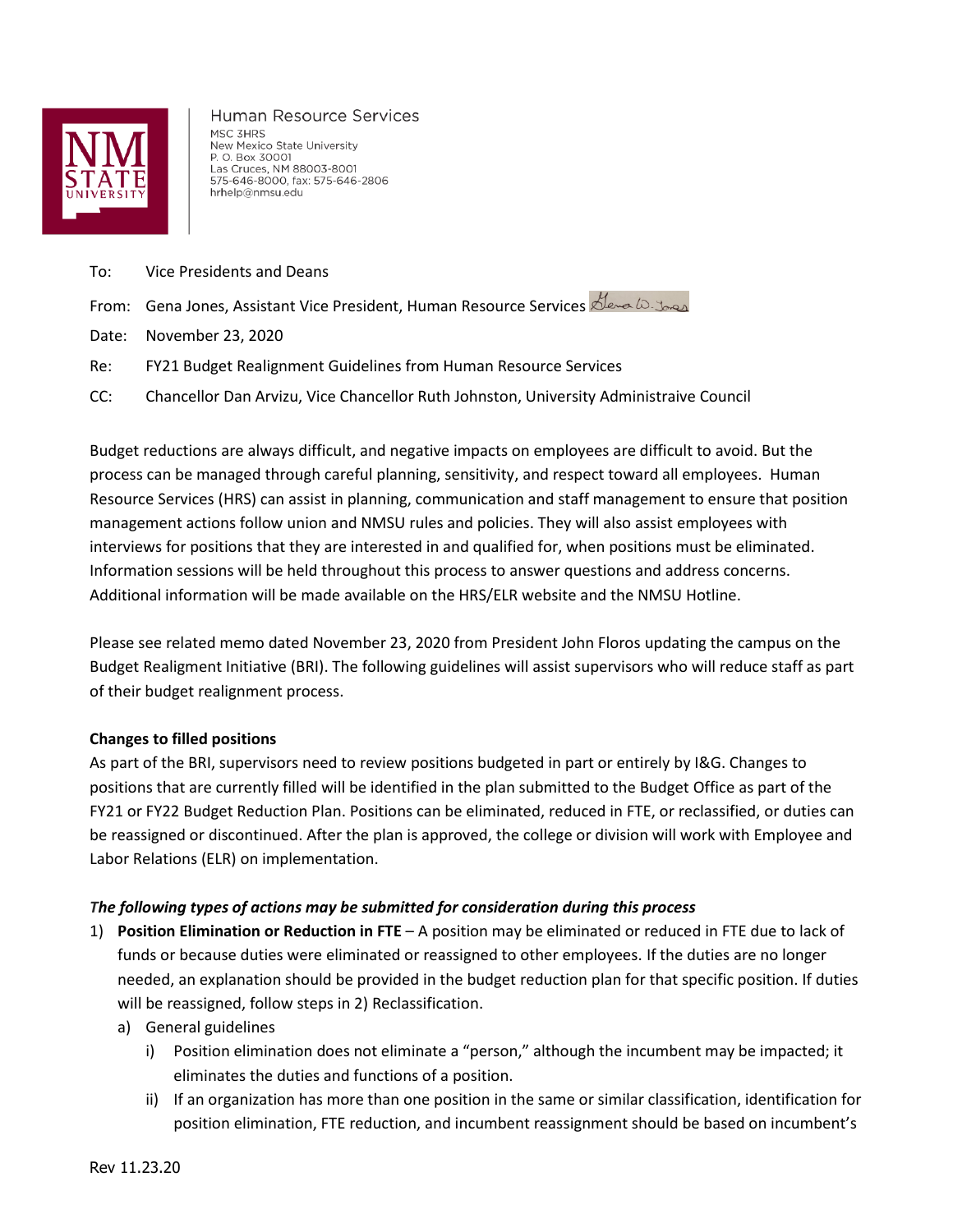Human Resource Services
MSC 3HRS
New Mexico State University
P. O. Box 30001
Las Cruces, NM 88003-8001
575-646-8000, fax: 575-646-2806
hrhelp@nmsu.edu

To: Vice Presidents and Deans

From: Gena Jones, Assistant Vice President, Human Resource Services

Date: November 23, 2020

Re: FY21 Budget Realignment Guidelines from Human Resource Services

CC: Chancellor Dan Arvizu, Vice Chancellor Ruth Johnston, University Administraive Council

Budget reductions are always difficult, and negative impacts on employees are difficult to avoid. But the process can be managed through careful planning, sensitivity, and respect toward all employees. Human Resource Services (HRS) can assist in planning, communication and staff management to ensure that position management actions follow union and NMSU rules and policies. They will also assist employees with interviews for positions that they are interested in and qualified for, when positions must be eliminated. Information sessions will be held throughout this process to answer questions and address concerns. Additional information will be made available on the HRS/ELR website and the NMSU Hotline.

Please see related memo dated November 23, 2020 from President John Floros updating the campus on the Budget Realigment Initiative (BRI). The following guidelines will assist supervisors who will reduce staff as part of their budget realignment process.

**Changes to filled positions**

As part of the BRI, supervisors need to review positions budgeted in part or entirely by I&G. Changes to positions that are currently filled will be identified in the plan submitted to the Budget Office as part of the FY21 or FY22 Budget Reduction Plan. Positions can be eliminated, reduced in FTE, or reclassified, or duties can be reassigned or discontinued. After the plan is approved, the college or division will work with Employee and Labor Relations (ELR) on implementation.

***The following types of actions may be submitted for consideration during this process***

1) **Position Elimination or Reduction in FTE** – A position may be eliminated or reduced in FTE due to lack of funds or because duties were eliminated or reassigned to other employees. If the duties are no longer needed, an explanation should be provided in the budget reduction plan for that specific position. If duties will be reassigned, follow steps in 2) Reclassification.
   a) General guidelines
      i) Position elimination does not eliminate a "person," although the incumbent may be impacted; it eliminates the duties and functions of a position.
      ii) If an organization has more than one position in the same or similar classification, identification for position elimination, FTE reduction, and incumbent reassignment should be based on incumbent's

Rev 11.23.20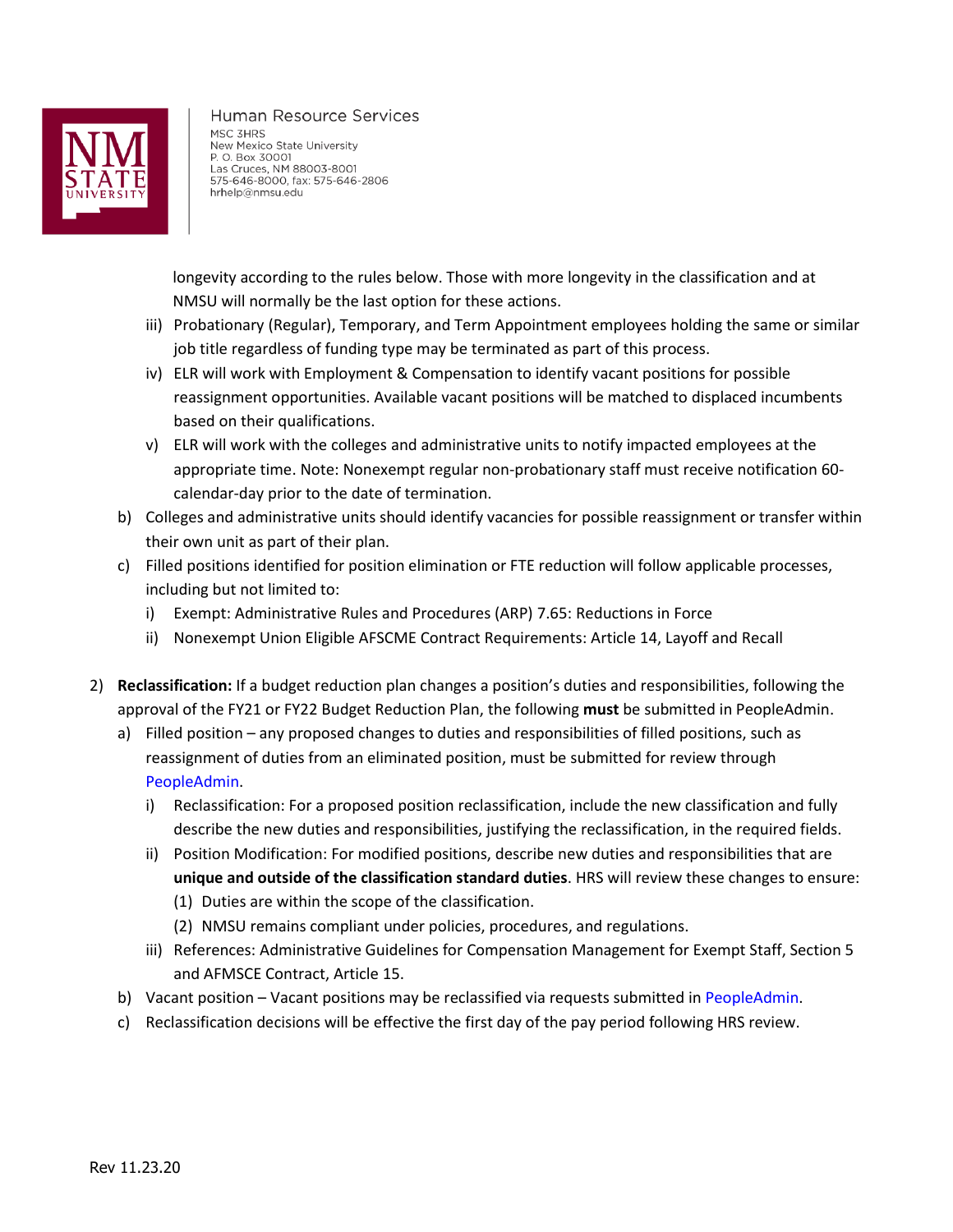longevity according to the rules below. Those with more longevity in the classification and at NMSU will normally be the last option for these actions.

   iii) Probationary (Regular), Temporary, and Term Appointment employees holding the same or similar job title regardless of funding type may be terminated as part of this process.
   iv) ELR will work with Employment & Compensation to identify vacant positions for possible reassignment opportunities. Available vacant positions will be matched to displaced incumbents based on their qualifications.
   v) ELR will work with the colleges and administrative units to notify impacted employees at the appropriate time. Note: Nonexempt regular non-probationary staff must receive notification 60-calendar-day prior to the date of termination.

b) Colleges and administrative units should identify vacancies for possible reassignment or transfer within their own unit as part of their plan.

c) Filled positions identified for position elimination or FTE reduction will follow applicable processes, including but not limited to:
   i) Exempt: Administrative Rules and Procedures (ARP) 7.65: Reductions in Force
   ii) Nonexempt Union Eligible AFSCME Contract Requirements: Article 14, Layoff and Recall

2) **Reclassification:** If a budget reduction plan changes a position's duties and responsibilities, following the approval of the FY21 or FY22 Budget Reduction Plan, the following **must** be submitted in PeopleAdmin.

   a) Filled position – any proposed changes to duties and responsibilities of filled positions, such as reassignment of duties from an eliminated position, must be submitted for review through PeopleAdmin.
      i) Reclassification: For a proposed position reclassification, include the new classification and fully describe the new duties and responsibilities, justifying the reclassification, in the required fields.
      ii) Position Modification: For modified positions, describe new duties and responsibilities that are **unique and outside of the classification standard duties**. HRS will review these changes to ensure:
         (1) Duties are within the scope of the classification.
         (2) NMSU remains compliant under policies, procedures, and regulations.
      iii) References: Administrative Guidelines for Compensation Management for Exempt Staff, Section 5 and AFMSCE Contract, Article 15.

   b) Vacant position – Vacant positions may be reclassified via requests submitted in PeopleAdmin.

   c) Reclassification decisions will be effective the first day of the pay period following HRS review.

Rev 11.23.20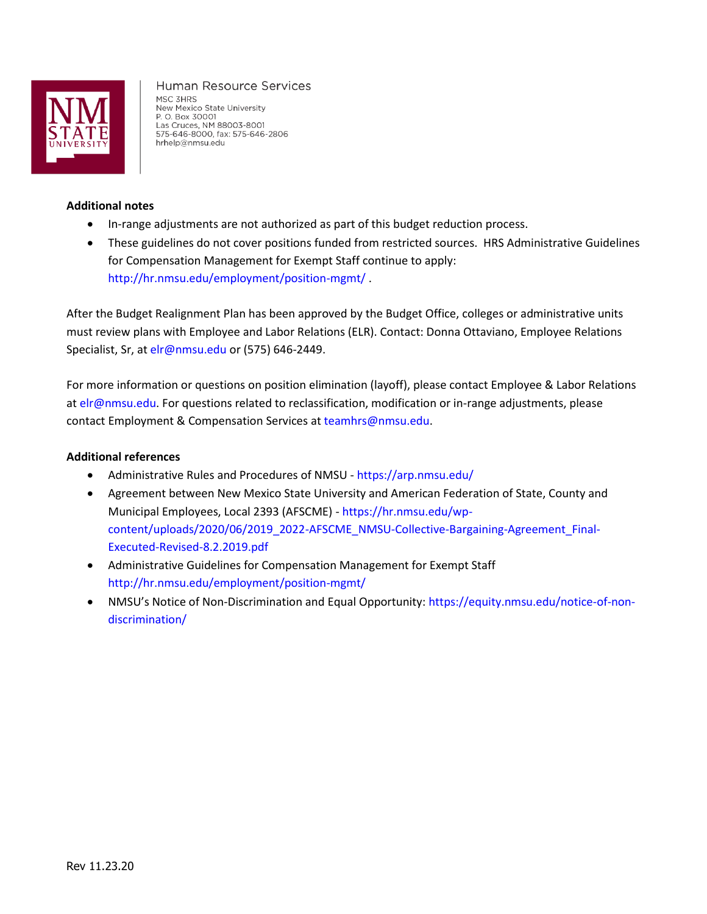Human Resource Services
MSC 3HRS
New Mexico State University
P. O. Box 30001
Las Cruces, NM 88003-8001
575-646-8000, fax: 575-646-2806
hrhelp@nmsu.edu

**Additional notes**

- In-range adjustments are not authorized as part of this budget reduction process.
- These guidelines do not cover positions funded from restricted sources. HRS Administrative Guidelines for Compensation Management for Exempt Staff continue to apply: http://hr.nmsu.edu/employment/position-mgmt/ .

After the Budget Realignment Plan has been approved by the Budget Office, colleges or administrative units must review plans with Employee and Labor Relations (ELR). Contact: Donna Ottaviano, Employee Relations Specialist, Sr, at elr@nmsu.edu or (575) 646-2449.

For more information or questions on position elimination (layoff), please contact Employee & Labor Relations at elr@nmsu.edu. For questions related to reclassification, modification or in-range adjustments, please contact Employment & Compensation Services at teamhrs@nmsu.edu.

**Additional references**

- Administrative Rules and Procedures of NMSU - https://arp.nmsu.edu/
- Agreement between New Mexico State University and American Federation of State, County and Municipal Employees, Local 2393 (AFSCME) - https://hr.nmsu.edu/wp-content/uploads/2020/06/2019_2022-AFSCME_NMSU-Collective-Bargaining-Agreement_Final-Executed-Revised-8.2.2019.pdf
- Administrative Guidelines for Compensation Management for Exempt Staff http://hr.nmsu.edu/employment/position-mgmt/
- NMSU's Notice of Non-Discrimination and Equal Opportunity: https://equity.nmsu.edu/notice-of-non-discrimination/

Rev 11.23.20